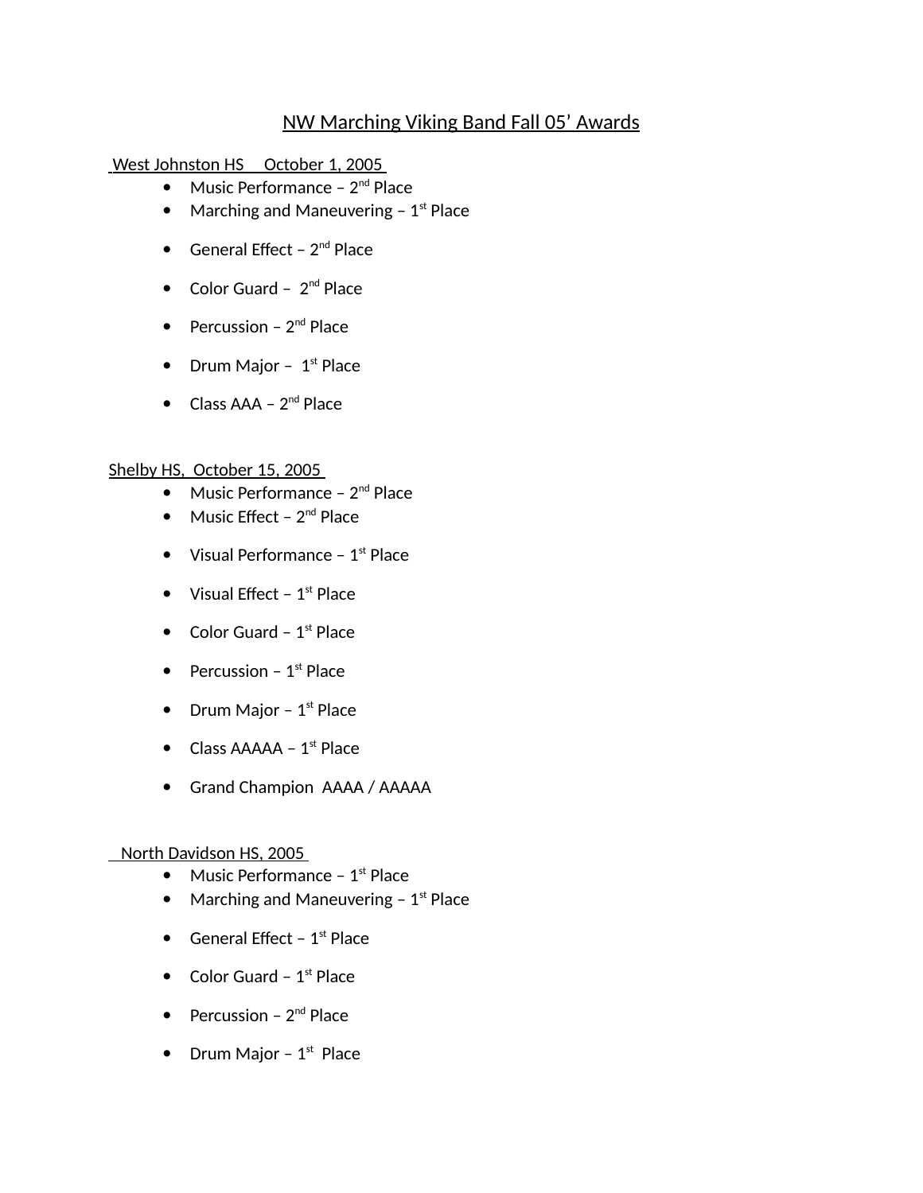# NW Marching Viking Band Fall 05' Awards

West Johnston HS October 1, 2005

- Music Performance – 2nd Place
- Marching and Maneuvering – 1st Place
- General Effect – 2nd Place
- Color Guard – 2nd Place
- Percussion – 2nd Place
- Drum Major – 1st Place
- Class AAA – 2nd Place

Shelby HS, October 15, 2005

- Music Performance – 2nd Place
- Music Effect – 2nd Place
- Visual Performance – 1st Place
- Visual Effect – 1st Place
- Color Guard – 1st Place
- Percussion – 1st Place
- Drum Major – 1st Place
- Class AAAAA – 1st Place
- Grand Champion AAAA / AAAAA

North Davidson HS, 2005

- Music Performance – 1st Place
- Marching and Maneuvering – 1st Place
- General Effect – 1st Place
- Color Guard – 1st Place
- Percussion – 2nd Place
- Drum Major – 1st Place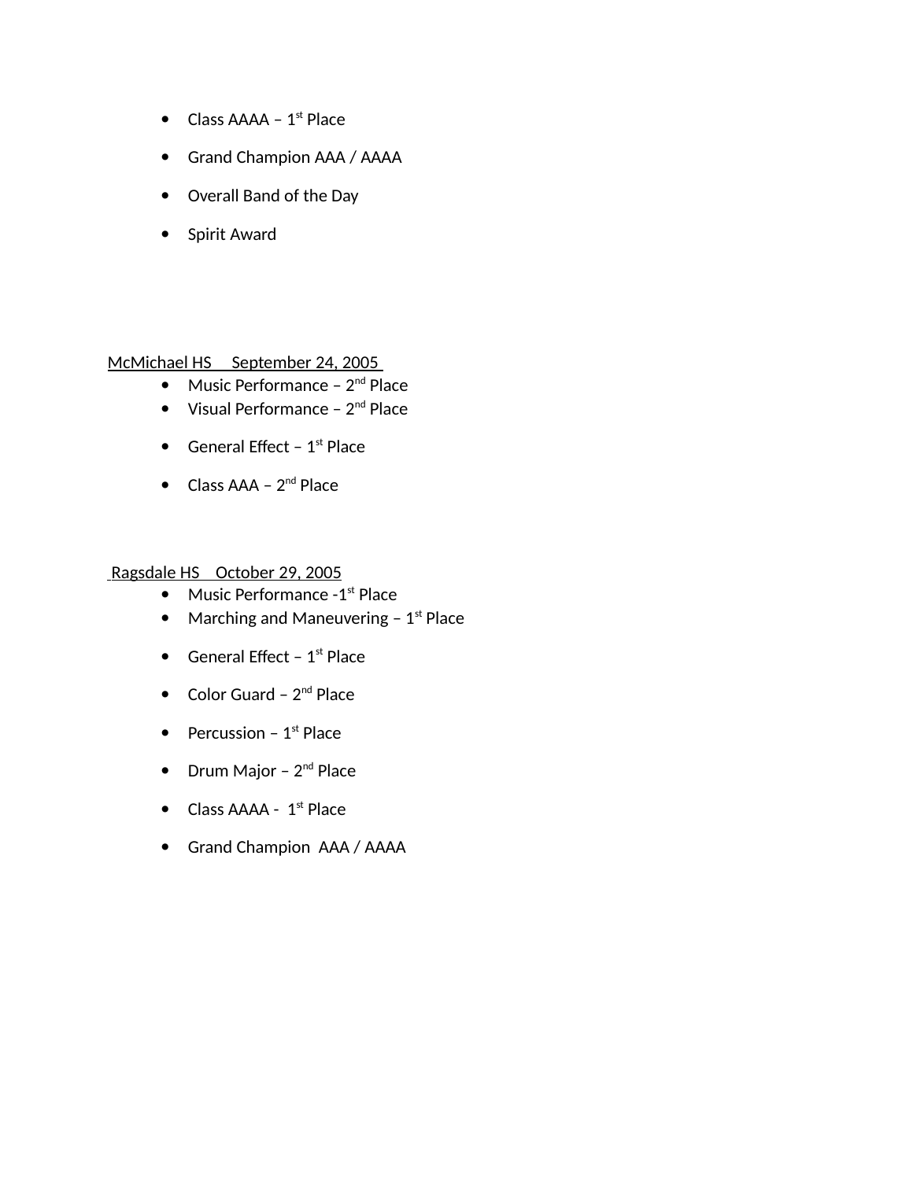- Class AAAA – 1st Place
- Grand Champion AAA / AAAA
- Overall Band of the Day
- Spirit Award

McMichael HS    September 24, 2005

- Music Performance – 2nd Place
- Visual Performance – 2nd Place
- General Effect – 1st Place
- Class AAA – 2nd Place

Ragsdale HS    October 29, 2005

- Music Performance -1st Place
- Marching and Maneuvering – 1st Place
- General Effect – 1st Place
- Color Guard – 2nd Place
- Percussion – 1st Place
- Drum Major – 2nd Place
- Class AAAA - 1st Place
- Grand Champion AAA / AAAA